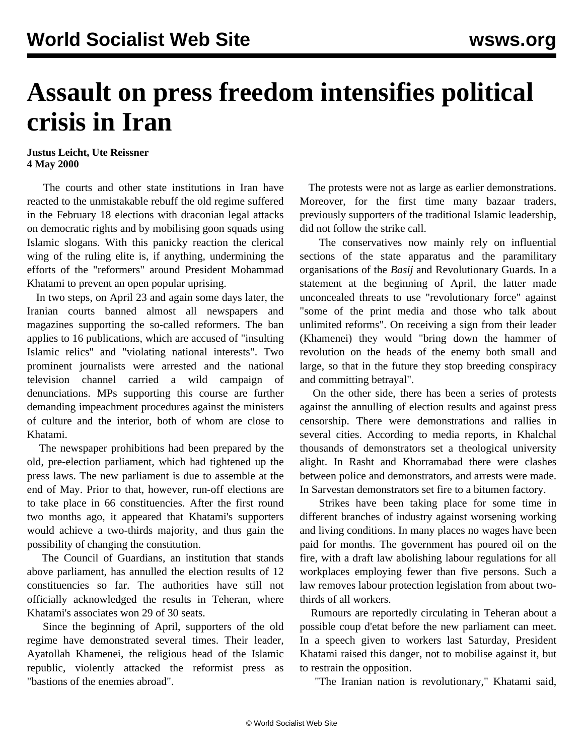# Assault on press freedom intensifies political crisis in Iran

**Justus Leicht, Ute Reissner**
**4 May 2000**

The courts and other state institutions in Iran have reacted to the unmistakable rebuff the old regime suffered in the February 18 elections with draconian legal attacks on democratic rights and by mobilising goon squads using Islamic slogans. With this panicky reaction the clerical wing of the ruling elite is, if anything, undermining the efforts of the "reformers" around President Mohammad Khatami to prevent an open popular uprising.

In two steps, on April 23 and again some days later, the Iranian courts banned almost all newspapers and magazines supporting the so-called reformers. The ban applies to 16 publications, which are accused of "insulting Islamic relics" and "violating national interests". Two prominent journalists were arrested and the national television channel carried a wild campaign of denunciations. MPs supporting this course are further demanding impeachment procedures against the ministers of culture and the interior, both of whom are close to Khatami.

The newspaper prohibitions had been prepared by the old, pre-election parliament, which had tightened up the press laws. The new parliament is due to assemble at the end of May. Prior to that, however, run-off elections are to take place in 66 constituencies. After the first round two months ago, it appeared that Khatami's supporters would achieve a two-thirds majority, and thus gain the possibility of changing the constitution.

The Council of Guardians, an institution that stands above parliament, has annulled the election results of 12 constituencies so far. The authorities have still not officially acknowledged the results in Teheran, where Khatami's associates won 29 of 30 seats.

Since the beginning of April, supporters of the old regime have demonstrated several times. Their leader, Ayatollah Khamenei, the religious head of the Islamic republic, violently attacked the reformist press as "bastions of the enemies abroad".

The protests were not as large as earlier demonstrations. Moreover, for the first time many bazaar traders, previously supporters of the traditional Islamic leadership, did not follow the strike call.

The conservatives now mainly rely on influential sections of the state apparatus and the paramilitary organisations of the *Basij* and Revolutionary Guards. In a statement at the beginning of April, the latter made unconcealed threats to use "revolutionary force" against "some of the print media and those who talk about unlimited reforms". On receiving a sign from their leader (Khamenei) they would "bring down the hammer of revolution on the heads of the enemy both small and large, so that in the future they stop breeding conspiracy and committing betrayal".

On the other side, there has been a series of protests against the annulling of election results and against press censorship. There were demonstrations and rallies in several cities. According to media reports, in Khalchal thousands of demonstrators set a theological university alight. In Rasht and Khorramabad there were clashes between police and demonstrators, and arrests were made. In Sarvestan demonstrators set fire to a bitumen factory.

Strikes have been taking place for some time in different branches of industry against worsening working and living conditions. In many places no wages have been paid for months. The government has poured oil on the fire, with a draft law abolishing labour regulations for all workplaces employing fewer than five persons. Such a law removes labour protection legislation from about two-thirds of all workers.

Rumours are reportedly circulating in Teheran about a possible coup d'etat before the new parliament can meet. In a speech given to workers last Saturday, President Khatami raised this danger, not to mobilise against it, but to restrain the opposition.

"The Iranian nation is revolutionary," Khatami said,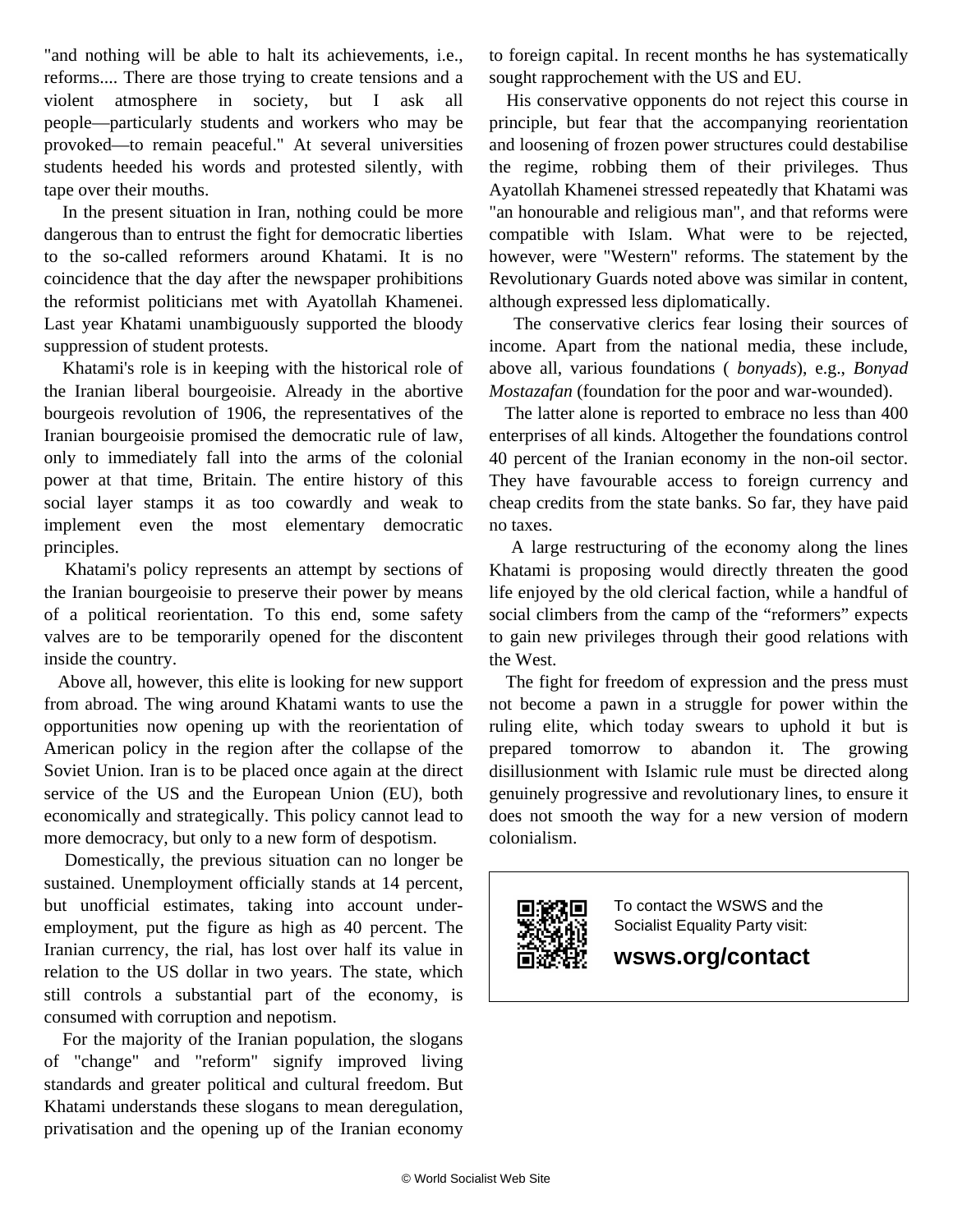"and nothing will be able to halt its achievements, i.e., reforms.... There are those trying to create tensions and a violent atmosphere in society, but I ask all people—particularly students and workers who may be provoked—to remain peaceful." At several universities students heeded his words and protested silently, with tape over their mouths.

In the present situation in Iran, nothing could be more dangerous than to entrust the fight for democratic liberties to the so-called reformers around Khatami. It is no coincidence that the day after the newspaper prohibitions the reformist politicians met with Ayatollah Khamenei. Last year Khatami unambiguously supported the bloody suppression of student protests.

Khatami's role is in keeping with the historical role of the Iranian liberal bourgeoisie. Already in the abortive bourgeois revolution of 1906, the representatives of the Iranian bourgeoisie promised the democratic rule of law, only to immediately fall into the arms of the colonial power at that time, Britain. The entire history of this social layer stamps it as too cowardly and weak to implement even the most elementary democratic principles.

Khatami's policy represents an attempt by sections of the Iranian bourgeoisie to preserve their power by means of a political reorientation. To this end, some safety valves are to be temporarily opened for the discontent inside the country.

Above all, however, this elite is looking for new support from abroad. The wing around Khatami wants to use the opportunities now opening up with the reorientation of American policy in the region after the collapse of the Soviet Union. Iran is to be placed once again at the direct service of the US and the European Union (EU), both economically and strategically. This policy cannot lead to more democracy, but only to a new form of despotism.

Domestically, the previous situation can no longer be sustained. Unemployment officially stands at 14 percent, but unofficial estimates, taking into account under-employment, put the figure as high as 40 percent. The Iranian currency, the rial, has lost over half its value in relation to the US dollar in two years. The state, which still controls a substantial part of the economy, is consumed with corruption and nepotism.

For the majority of the Iranian population, the slogans of "change" and "reform" signify improved living standards and greater political and cultural freedom. But Khatami understands these slogans to mean deregulation, privatisation and the opening up of the Iranian economy to foreign capital. In recent months he has systematically sought rapprochement with the US and EU.

His conservative opponents do not reject this course in principle, but fear that the accompanying reorientation and loosening of frozen power structures could destabilise the regime, robbing them of their privileges. Thus Ayatollah Khamenei stressed repeatedly that Khatami was "an honourable and religious man", and that reforms were compatible with Islam. What were to be rejected, however, were "Western" reforms. The statement by the Revolutionary Guards noted above was similar in content, although expressed less diplomatically.

The conservative clerics fear losing their sources of income. Apart from the national media, these include, above all, various foundations ( *bonyads*), e.g., *Bonyad Mostazafan* (foundation for the poor and war-wounded).

The latter alone is reported to embrace no less than 400 enterprises of all kinds. Altogether the foundations control 40 percent of the Iranian economy in the non-oil sector. They have favourable access to foreign currency and cheap credits from the state banks. So far, they have paid no taxes.

A large restructuring of the economy along the lines Khatami is proposing would directly threaten the good life enjoyed by the old clerical faction, while a handful of social climbers from the camp of the “reformers” expects to gain new privileges through their good relations with the West.

The fight for freedom of expression and the press must not become a pawn in a struggle for power within the ruling elite, which today swears to uphold it but is prepared tomorrow to abandon it. The growing disillusionment with Islamic rule must be directed along genuinely progressive and revolutionary lines, to ensure it does not smooth the way for a new version of modern colonialism.

To contact the WSWS and the Socialist Equality Party visit:

**wsws.org/contact**